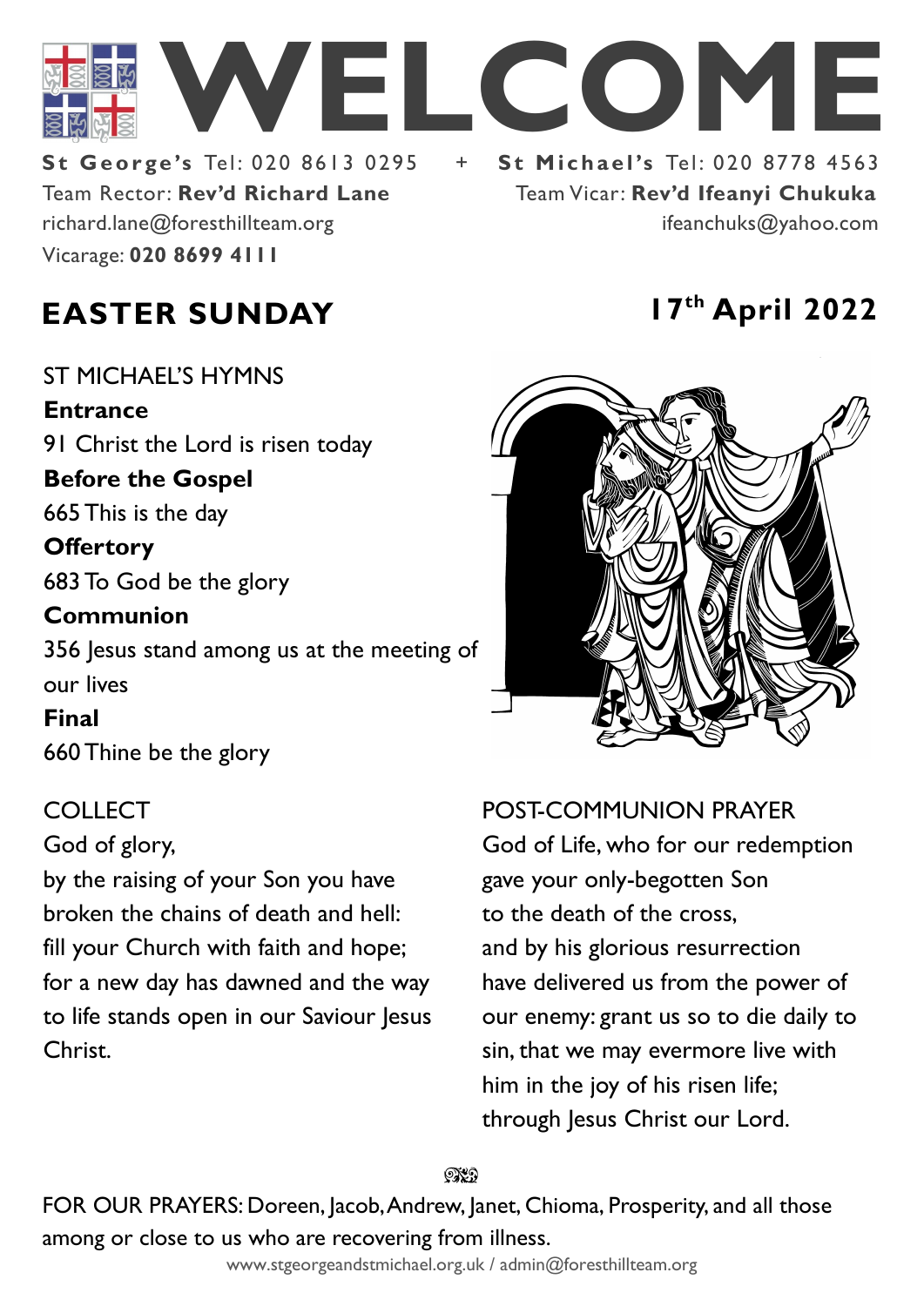# WELCOME

**St George's** Tel: 020 8613 0295 + **St Michael's** Tel: 020 8778 4563

Team Rector: **Rev'd Richard Lane**
richard.lane@foresthillteam.org
Vicarage: **020 8699 4111**

Team Vicar: **Rev'd Ifeanyi Chukuka**
ifeanchuks@yahoo.com

## EASTER SUNDAY

## 17th April 2022

ST MICHAEL'S HYMNS

**Entrance**
91 Christ the Lord is risen today

**Before the Gospel**
665 This is the day

**Offertory**
683 To God be the glory

**Communion**
356 Jesus stand among us at the meeting of our lives

**Final**
660 Thine be the glory

COLLECT

God of glory,
by the raising of your Son you have broken the chains of death and hell:
fill your Church with faith and hope;
for a new day has dawned and the way to life stands open in our Saviour Jesus Christ.

POST-COMMUNION PRAYER

God of Life, who for our redemption
gave your only-begotten Son
to the death of the cross,
and by his glorious resurrection
have delivered us from the power of our enemy: grant us so to die daily to sin, that we may evermore live with him in the joy of his risen life;
through Jesus Christ our Lord.

FOR OUR PRAYERS: Doreen, Jacob, Andrew, Janet, Chioma, Prosperity, and all those among or close to us who are recovering from illness.

www.stgeorgeandstmichael.org.uk / admin@foresthillteam.org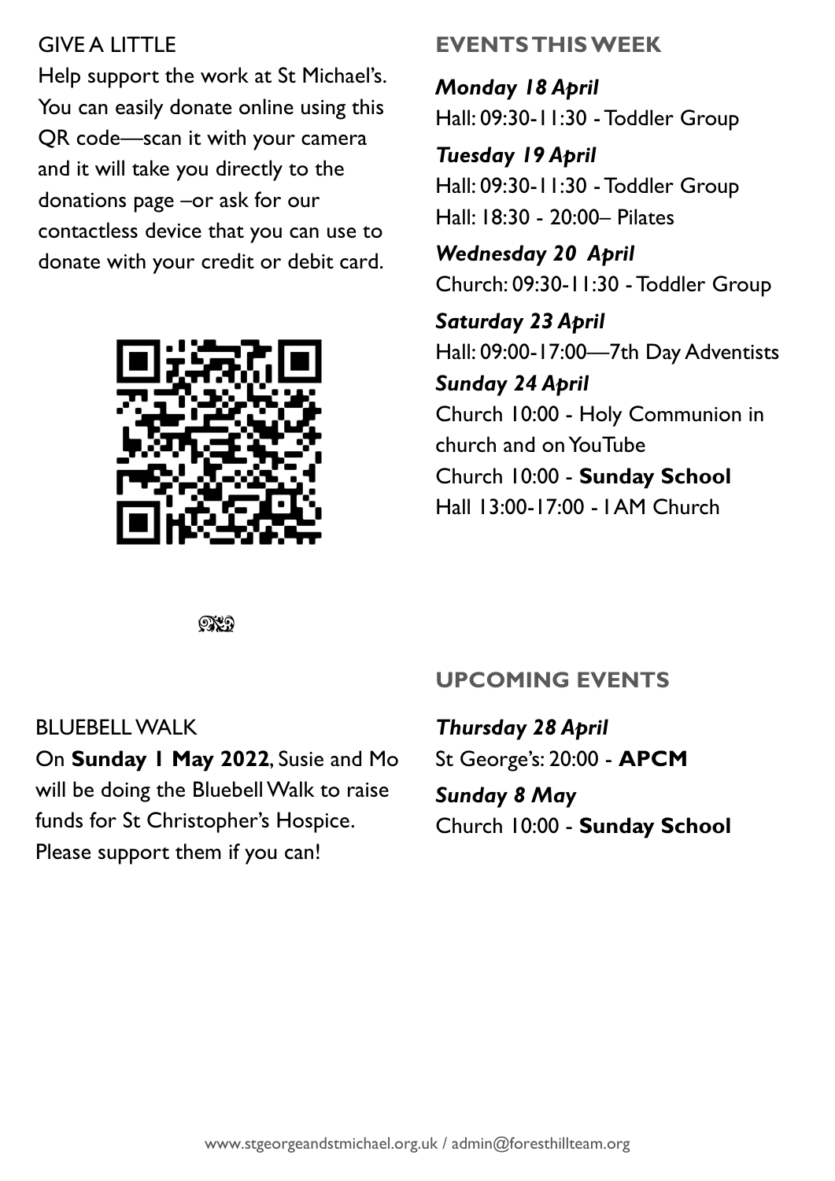## GIVE A LITTLE

Help support the work at St Michael's. You can easily donate online using this QR code—scan it with your camera and it will take you directly to the donations page –or ask for our contactless device that you can use to donate with your credit or debit card.

## BLUEBELL WALK

On **Sunday 1 May 2022**, Susie and Mo will be doing the Bluebell Walk to raise funds for St Christopher's Hospice. Please support them if you can!

## EVENTS THIS WEEK

***Monday 18 April***

Hall: 09:30-11:30 - Toddler Group

***Tuesday 19 April***

Hall: 09:30-11:30 - Toddler Group

Hall: 18:30 - 20:00– Pilates

***Wednesday 20 April***

Church: 09:30-11:30 - Toddler Group

***Saturday 23 April***

Hall: 09:00-17:00—7th Day Adventists

***Sunday 24 April***

Church 10:00 - Holy Communion in church and on YouTube

Church 10:00 - **Sunday School**

Hall 13:00-17:00 - 1AM Church

## UPCOMING EVENTS

***Thursday 28 April***

St George's: 20:00 - **APCM**

***Sunday 8 May***

Church 10:00 - **Sunday School**

www.stgeorgeandstmichael.org.uk / admin@foresthillteam.org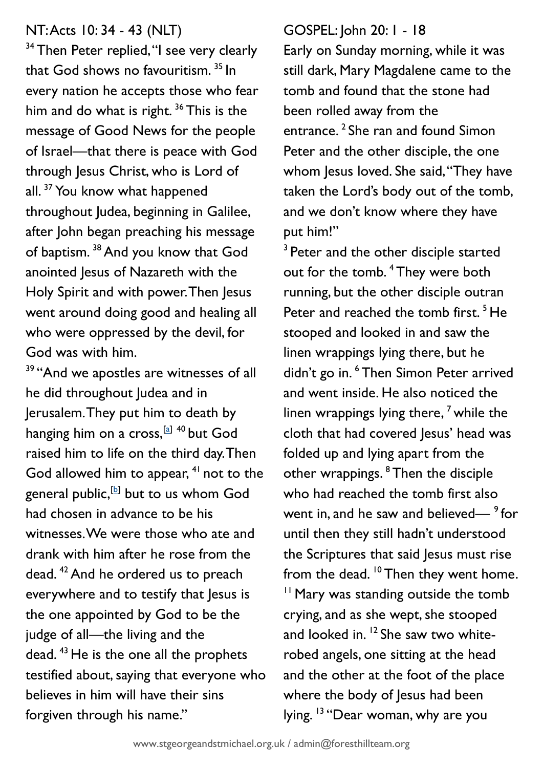NT: Acts 10: 34 - 43 (NLT)

[34] Then Peter replied, "I see very clearly that God shows no favouritism. [35] In every nation he accepts those who fear him and do what is right. [36] This is the message of Good News for the people of Israel—that there is peace with God through Jesus Christ, who is Lord of all. [37] You know what happened throughout Judea, beginning in Galilee, after John began preaching his message of baptism. [38] And you know that God anointed Jesus of Nazareth with the Holy Spirit and with power. Then Jesus went around doing good and healing all who were oppressed by the devil, for God was with him.

[39] "And we apostles are witnesses of all he did throughout Judea and in Jerusalem. They put him to death by hanging him on a cross,[a] [40] but God raised him to life on the third day. Then God allowed him to appear, [41] not to the general public,[b] but to us whom God had chosen in advance to be his witnesses. We were those who ate and drank with him after he rose from the dead. [42] And he ordered us to preach everywhere and to testify that Jesus is the one appointed by God to be the judge of all—the living and the dead. [43] He is the one all the prophets testified about, saying that everyone who believes in him will have their sins forgiven through his name."

GOSPEL: John 20: 1 - 18

Early on Sunday morning, while it was still dark, Mary Magdalene came to the tomb and found that the stone had been rolled away from the entrance. [2] She ran and found Simon Peter and the other disciple, the one whom Jesus loved. She said, "They have taken the Lord's body out of the tomb, and we don't know where they have put him!"

[3] Peter and the other disciple started out for the tomb. [4] They were both running, but the other disciple outran Peter and reached the tomb first. [5] He stooped and looked in and saw the linen wrappings lying there, but he didn't go in. [6] Then Simon Peter arrived and went inside. He also noticed the linen wrappings lying there, [7] while the cloth that had covered Jesus' head was folded up and lying apart from the other wrappings. [8] Then the disciple who had reached the tomb first also went in, and he saw and believed— [9] for until then they still hadn't understood the Scriptures that said Jesus must rise from the dead. [10] Then they went home. [11] Mary was standing outside the tomb crying, and as she wept, she stooped and looked in. [12] She saw two white-robed angels, one sitting at the head and the other at the foot of the place where the body of Jesus had been lying. [13] "Dear woman, why are you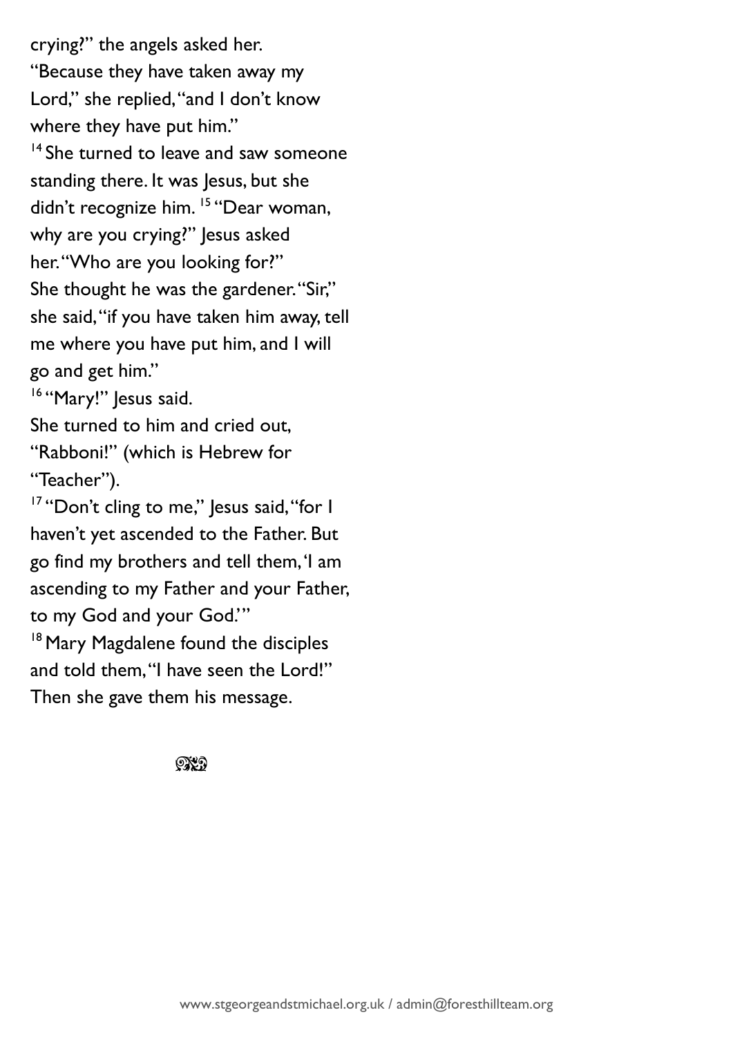crying?" the angels asked her.
"Because they have taken away my Lord," she replied, "and I don't know where they have put him."
[14] She turned to leave and saw someone standing there. It was Jesus, but she didn't recognize him. [15] "Dear woman, why are you crying?" Jesus asked her. "Who are you looking for?"
She thought he was the gardener. "Sir," she said, "if you have taken him away, tell me where you have put him, and I will go and get him."
[16] "Mary!" Jesus said.
She turned to him and cried out, "Rabboni!" (which is Hebrew for "Teacher").
[17] "Don't cling to me," Jesus said, "for I haven't yet ascended to the Father. But go find my brothers and tell them, 'I am ascending to my Father and your Father, to my God and your God.'"
[18] Mary Magdalene found the disciples and told them, "I have seen the Lord!" Then she gave them his message.

www.stgeorgeandstmichael.org.uk / admin@foresthillteam.org